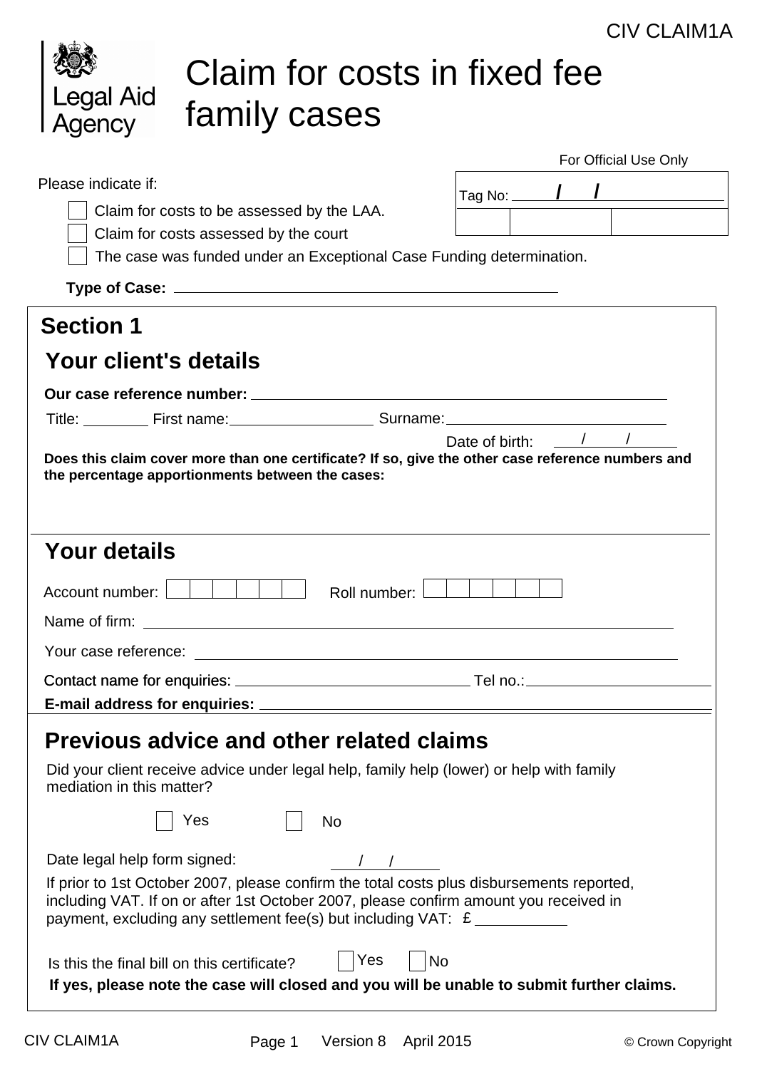CIV CLAIM1A

Legal Aid Agency

# Claim for costs in fixed fee family cases

For Official Use Only

Tag No: ______ / ______ / ______

Please indicate if:

- ☐ Claim for costs to be assessed by the LAA.
- ☐ Claim for costs assessed by the court
- ☐ The case was funded under an Exceptional Case Funding determination.

**Type of Case:** ______________________

## Section 1

### Your client's details

**Our case reference number:** ______________________

Title: ________ First name: ________________ Surname: ________________

Date of birth: ____ / ____ / ____

**Does this claim cover more than one certificate? If so, give the other case reference numbers and the percentage apportionments between the cases:**

### Your details

Account number: ☐☐☐☐☐☐ Roll number: ☐☐☐☐☐☐

Name of firm: ______________________

Your case reference: ______________________

Contact name for enquiries: ______________________ Tel no.: ______________________

**E-mail address for enquiries:** ______________________

### Previous advice and other related claims

Did your client receive advice under legal help, family help (lower) or help with family mediation in this matter?

☐ Yes ☐ No

Date legal help form signed: ____ / ____ / ____

If prior to 1st October 2007, please confirm the total costs plus disbursements reported, including VAT. If on or after 1st October 2007, please confirm amount you received in payment, excluding any settlement fee(s) but including VAT: £ ________

Is this the final bill on this certificate? ☐ Yes ☐ No

**If yes, please note the case will closed and you will be unable to submit further claims.**

CIV CLAIM1A Version 8 April 2015 © Crown Copyright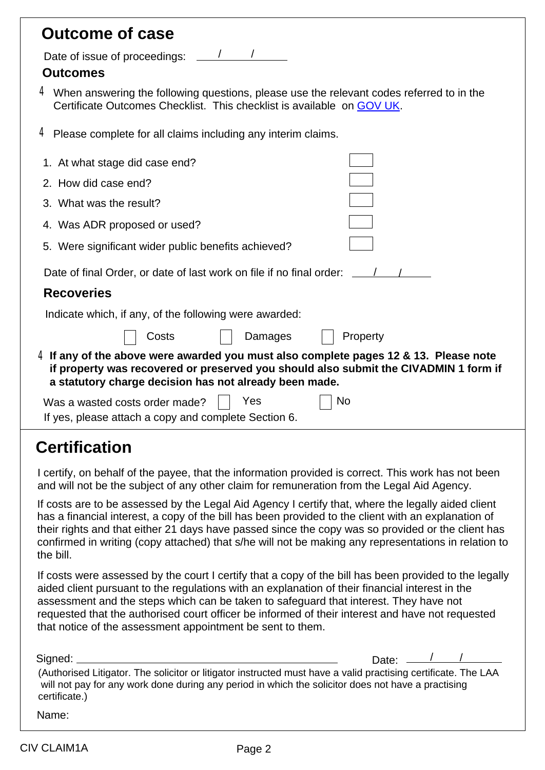## Outcome of case

Date of issue of proceedings: ___/___/______

### Outcomes

- When answering the following questions, please use the relevant codes referred to in the Certificate Outcomes Checklist. This checklist is available on GOV UK.
- Please complete for all claims including any interim claims.

1. At what stage did case end? ☐
2. How did case end? ☐
3. What was the result? ☐
4. Was ADR proposed or used? ☐
5. Were significant wider public benefits achieved? ☐

Date of final Order, or date of last work on file if no final order: ___/___/______

### Recoveries

Indicate which, if any, of the following were awarded:

☐ Costs ☐ Damages ☐ Property

- **If any of the above were awarded you must also complete pages 12 & 13. Please note if property was recovered or preserved you should also submit the CIVADMIN 1 form if a statutory charge decision has not already been made.**

Was a wasted costs order made? ☐ Yes ☐ No

If yes, please attach a copy and complete Section 6.

## Certification

I certify, on behalf of the payee, that the information provided is correct. This work has not been and will not be the subject of any other claim for remuneration from the Legal Aid Agency.

If costs are to be assessed by the Legal Aid Agency I certify that, where the legally aided client has a financial interest, a copy of the bill has been provided to the client with an explanation of their rights and that either 21 days have passed since the copy was so provided or the client has confirmed in writing (copy attached) that s/he will not be making any representations in relation to the bill.

If costs were assessed by the court I certify that a copy of the bill has been provided to the legally aided client pursuant to the regulations with an explanation of their financial interest in the assessment and the steps which can be taken to safeguard that interest. They have not requested that the authorised court officer be informed of their interest and have not requested that notice of the assessment appointment be sent to them.

Signed: ______________________________ Date: ___/___/______

(Authorised Litigator. The solicitor or litigator instructed must have a valid practising certificate. The LAA will not pay for any work done during any period in which the solicitor does not have a practising certificate.)

Name:

CIV CLAIM1A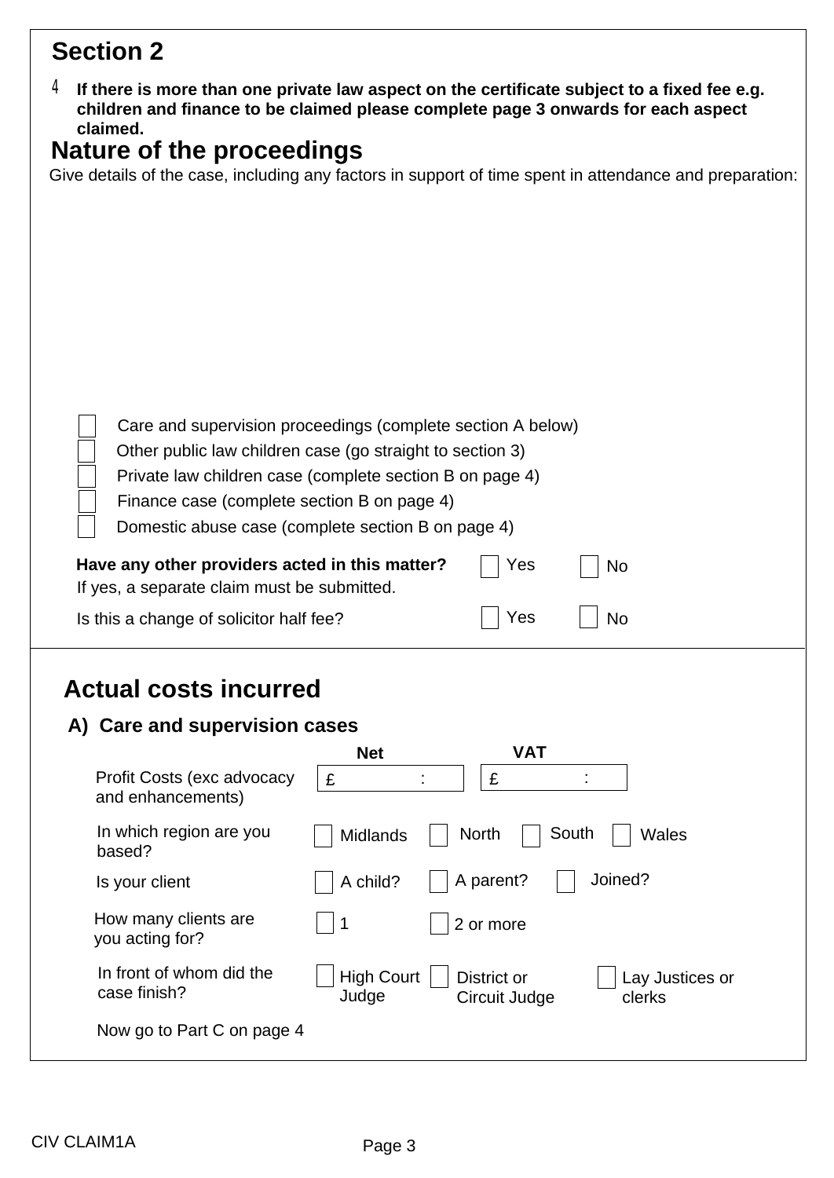## Section 2

4 **If there is more than one private law aspect on the certificate subject to a fixed fee e.g. children and finance to be claimed please complete page 3 onwards for each aspect claimed.**

## Nature of the proceedings

Give details of the case, including any factors in support of time spent in attendance and preparation:

- ☐ Care and supervision proceedings (complete section A below)
- ☐ Other public law children case (go straight to section 3)
- ☐ Private law children case (complete section B on page 4)
- ☐ Finance case (complete section B on page 4)
- ☐ Domestic abuse case (complete section B on page 4)

**Have any other providers acted in this matter?** ☐ Yes ☐ No

If yes, a separate claim must be submitted.

Is this a change of solicitor half fee? ☐ Yes ☐ No

## Actual costs incurred

### A) Care and supervision cases

| | Net | VAT |
|---|---|---|
| Profit Costs (exc advocacy and enhancements) | £ : | £ : |

In which region are you based? ☐ Midlands ☐ North ☐ South ☐ Wales

Is your client ☐ A child? ☐ A parent? ☐ Joined?

How many clients are you acting for? ☐ 1 ☐ 2 or more

In front of whom did the case finish? ☐ High Court Judge ☐ District or Circuit Judge ☐ Lay Justices or clerks

Now go to Part C on page 4

CIV CLAIM1A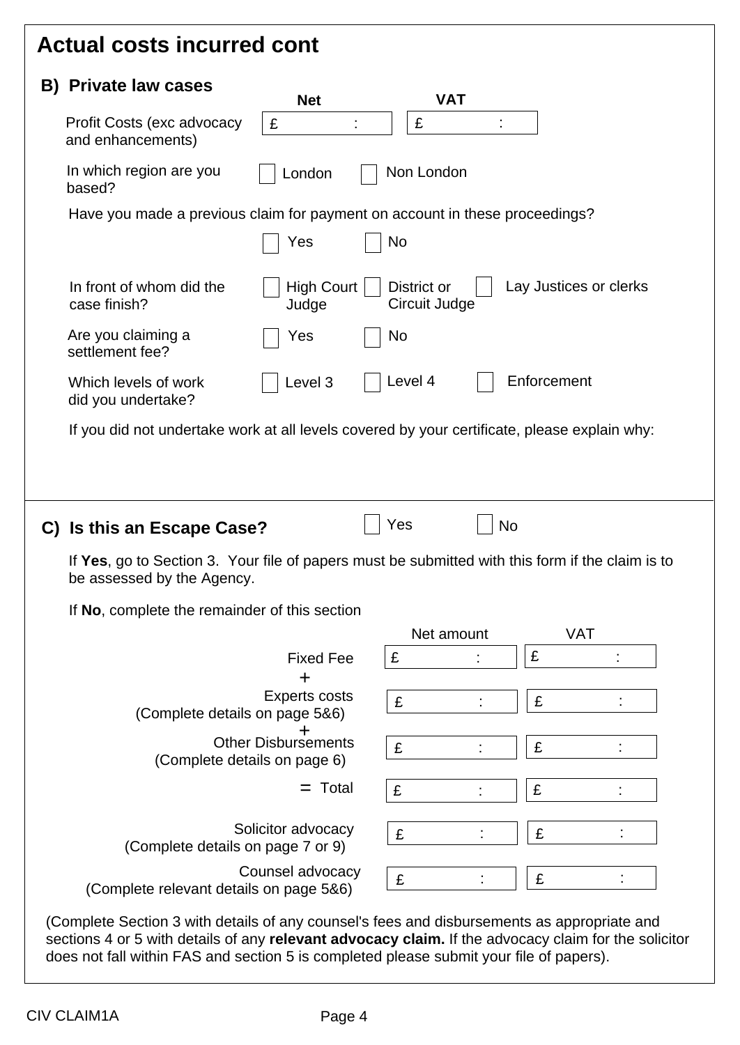# Actual costs incurred cont

## B) Private law cases

| | Net | VAT |
|---|---|---|
| Profit Costs (exc advocacy and enhancements) | £ : | £ : |

In which region are you based? ☐ London ☐ Non London

Have you made a previous claim for payment on account in these proceedings?

☐ Yes ☐ No

In front of whom did the case finish? ☐ High Court Judge ☐ District or Circuit Judge ☐ Lay Justices or clerks

Are you claiming a settlement fee? ☐ Yes ☐ No

Which levels of work did you undertake? ☐ Level 3 ☐ Level 4 ☐ Enforcement

If you did not undertake work at all levels covered by your certificate, please explain why:

## C) Is this an Escape Case? ☐ Yes ☐ No

If **Yes**, go to Section 3. Your file of papers must be submitted with this form if the claim is to be assessed by the Agency.

If **No**, complete the remainder of this section

| | Net amount | VAT |
|---|---|---|
| Fixed Fee | £ : | £ : |
| + Experts costs (Complete details on page 5&6) | £ : | £ : |
| + Other Disbursements (Complete details on page 6) | £ : | £ : |
| = Total | £ : | £ : |
| Solicitor advocacy (Complete details on page 7 or 9) | £ : | £ : |
| Counsel advocacy (Complete relevant details on page 5&6) | £ : | £ : |

(Complete Section 3 with details of any counsel's fees and disbursements as appropriate and sections 4 or 5 with details of any **relevant advocacy claim.** If the advocacy claim for the solicitor does not fall within FAS and section 5 is completed please submit your file of papers).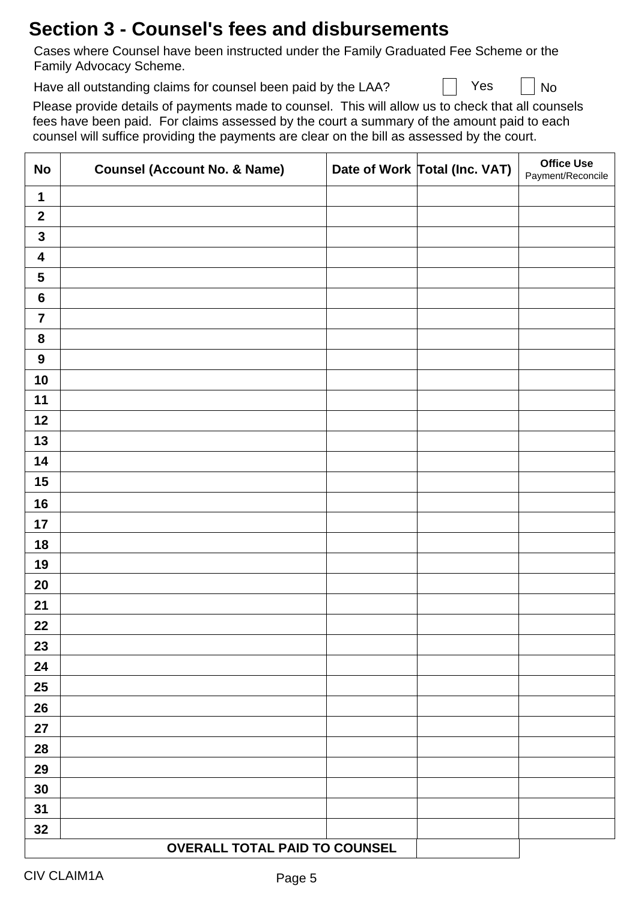## Section 3 - Counsel's fees and disbursements

Cases where Counsel have been instructed under the Family Graduated Fee Scheme or the Family Advocacy Scheme.

Have all outstanding claims for counsel been paid by the LAA? ☐ Yes ☐ No

Please provide details of payments made to counsel. This will allow us to check that all counsels fees have been paid. For claims assessed by the court a summary of the amount paid to each counsel will suffice providing the payments are clear on the bill as assessed by the court.

| No | Counsel (Account No. & Name) | Date of Work | Total (Inc. VAT) | Office Use Payment/Reconcile |
|---|---|---|---|---|
| 1 | | | | |
| 2 | | | | |
| 3 | | | | |
| 4 | | | | |
| 5 | | | | |
| 6 | | | | |
| 7 | | | | |
| 8 | | | | |
| 9 | | | | |
| 10 | | | | |
| 11 | | | | |
| 12 | | | | |
| 13 | | | | |
| 14 | | | | |
| 15 | | | | |
| 16 | | | | |
| 17 | | | | |
| 18 | | | | |
| 19 | | | | |
| 20 | | | | |
| 21 | | | | |
| 22 | | | | |
| 23 | | | | |
| 24 | | | | |
| 25 | | | | |
| 26 | | | | |
| 27 | | | | |
| 28 | | | | |
| 29 | | | | |
| 30 | | | | |
| 31 | | | | |
| 32 | | | | |
| **OVERALL TOTAL PAID TO COUNSEL** | | | | |

CIV CLAIM1A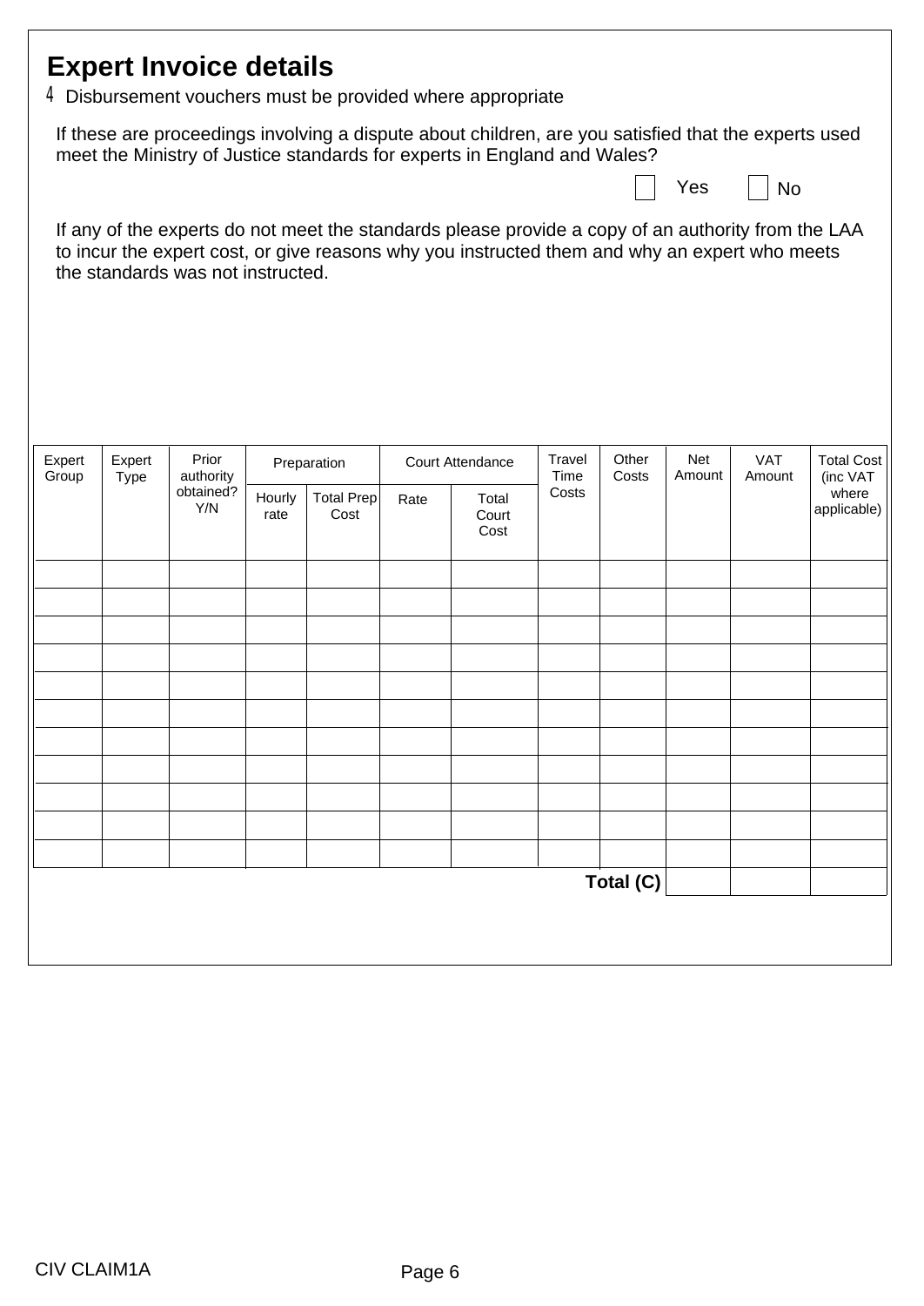## Expert Invoice details

4 Disbursement vouchers must be provided where appropriate

If these are proceedings involving a dispute about children, are you satisfied that the experts used meet the Ministry of Justice standards for experts in England and Wales?

☐ Yes ☐ No

If any of the experts do not meet the standards please provide a copy of an authority from the LAA to incur the expert cost, or give reasons why you instructed them and why an expert who meets the standards was not instructed.

| Expert Group | Expert Type | Prior authority obtained? Y/N | Preparation | | Court Attendance | | Travel Time Costs | Other Costs | Net Amount | VAT Amount | Total Cost (inc VAT where applicable) |
|---|---|---|---|---|---|---|---|---|---|---|---|
| | | | Hourly rate | Total Prep Cost | Rate | Total Court Cost | | | | | |
| | | | | | | | | | | | |
| | | | | | | | | | | | |
| | | | | | | | | | | | |
| | | | | | | | | | | | |
| | | | | | | | | | | | |
| | | | | | | | | | | | |
| | | | | | | | | | | | |
| | | | | | | | | | | | |
| | | | | | | | | | | | |
| | | | | | | | | | | | |
| | | | | | | | | | | | |
| | | | | | | | | **Total (C)** | | | |

CIV CLAIM1A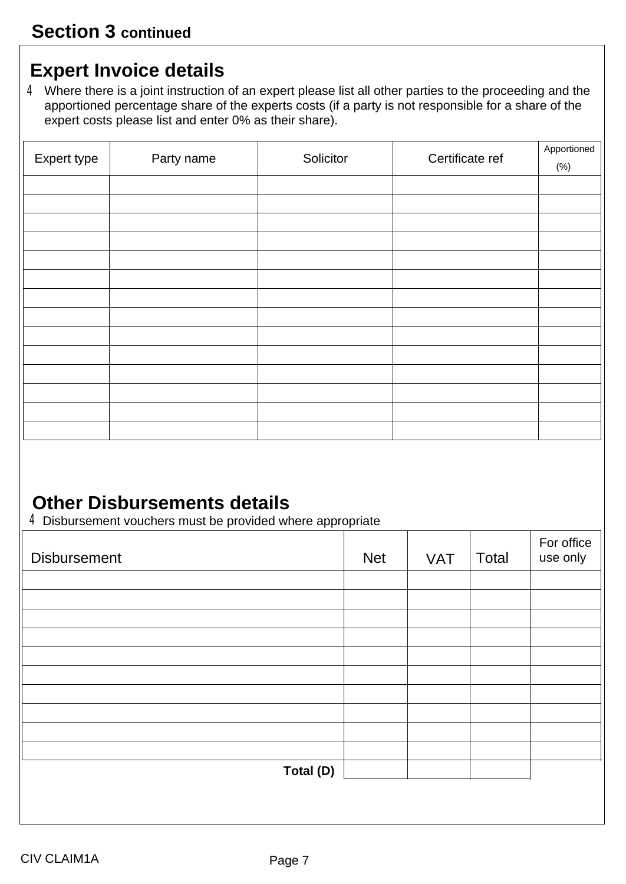## Section 3 continued

### Expert Invoice details

4 Where there is a joint instruction of an expert please list all other parties to the proceeding and the apportioned percentage share of the experts costs (if a party is not responsible for a share of the expert costs please list and enter 0% as their share).

| Expert type | Party name | Solicitor | Certificate ref | Apportioned (%) |
|---|---|---|---|---|
| | | | | |
| | | | | |
| | | | | |
| | | | | |
| | | | | |
| | | | | |
| | | | | |
| | | | | |
| | | | | |
| | | | | |
| | | | | |
| | | | | |
| | | | | |
| | | | | |

### Other Disbursements details

4 Disbursement vouchers must be provided where appropriate

| Disbursement | Net | VAT | Total | For office use only |
|---|---|---|---|---|
| | | | | |
| | | | | |
| | | | | |
| | | | | |
| | | | | |
| | | | | |
| | | | | |
| | | | | |
| | | | | |
| | | | | |
| **Total (D)** | | | | |

CIV CLAIM1A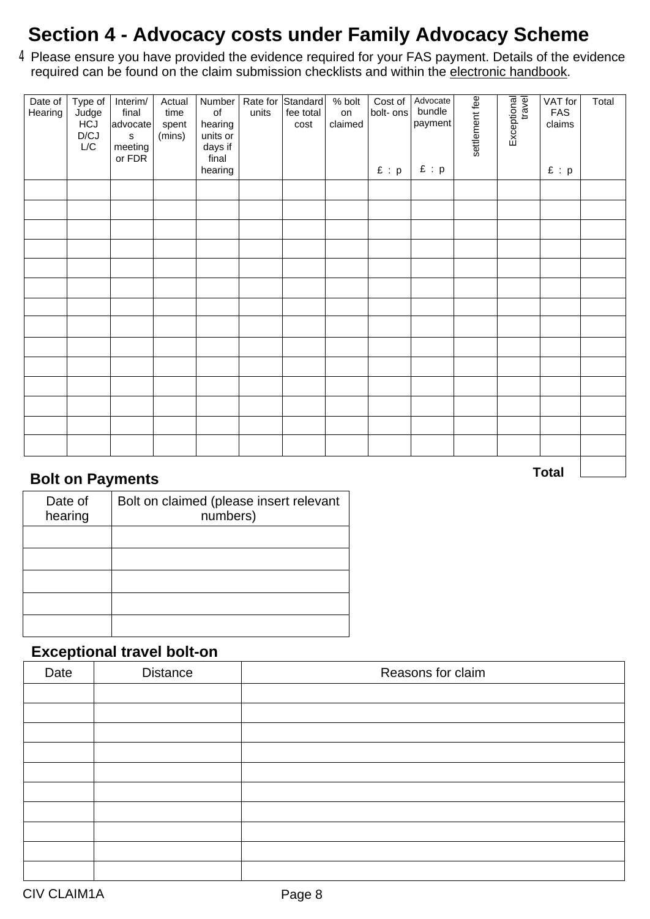## Section 4 - Advocacy costs under Family Advocacy Scheme

4 Please ensure you have provided the evidence required for your FAS payment. Details of the evidence required can be found on the claim submission checklists and within the electronic handbook.

| Date of Hearing | Type of Judge HCJ D/CJ L/C | Interim/ final advocates meeting or FDR | Actual time spent (mins) | Number of hearing units or days if final hearing | Rate for units | Standard fee total cost | % bolt on claimed | Cost of bolt- ons £ : p | Advocate bundle payment £ : p | settlement fee | Exceptional travel | VAT for FAS claims £ : p | Total |
|---|---|---|---|---|---|---|---|---|---|---|---|---|---|
| | | | | | | | | | | | | | |
| | | | | | | | | | | | | | |
| | | | | | | | | | | | | | |
| | | | | | | | | | | | | | |
| | | | | | | | | | | | | | |
| | | | | | | | | | | | | | |
| | | | | | | | | | | | | | |
| | | | | | | | | | | | | | |
| | | | | | | | | | | | | | |
| | | | | | | | | | | | | | |
| | | | | | | | | | | | | | |
| | | | | | | | | | | | | | |
| | | | | | | | | | | | | | |
| | | | | | | | | | | | | | |
| | | | | | | | | | | | | **Total** | |

### Bolt on Payments

| Date of hearing | Bolt on claimed (please insert relevant numbers) |
|---|---|
| | |
| | |
| | |
| | |
| | |

### Exceptional travel bolt-on

| Date | Distance | Reasons for claim |
|---|---|---|
| | | |
| | | |
| | | |
| | | |
| | | |
| | | |
| | | |
| | | |
| | | |
| | | |

CIV CLAIM1A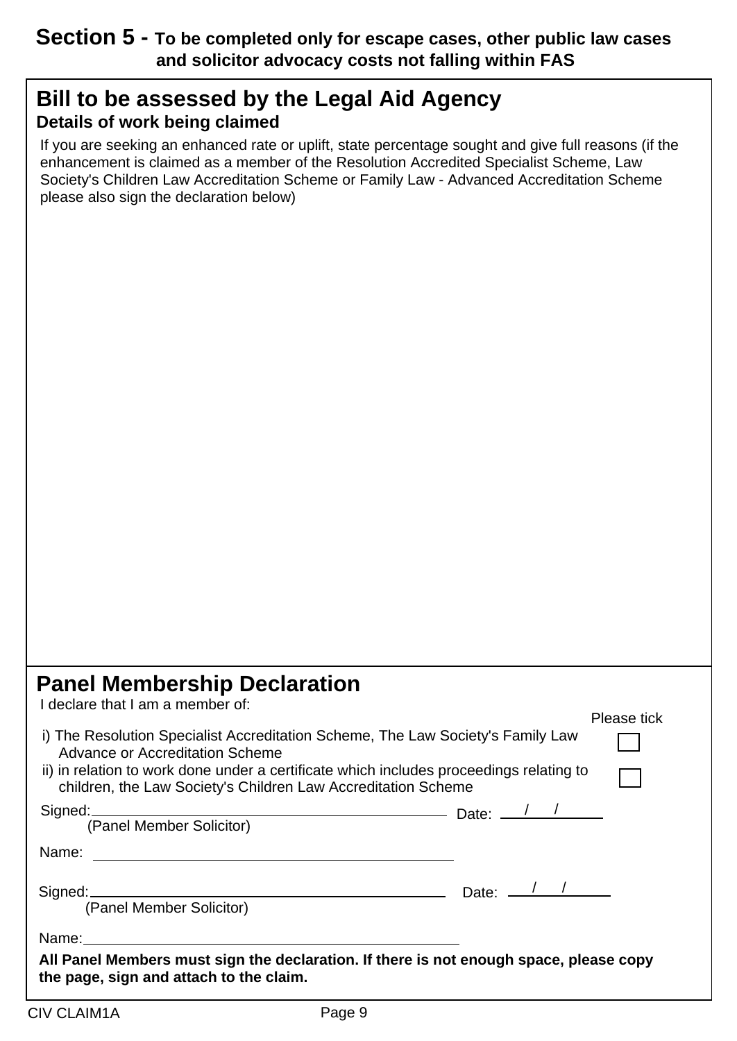## Section 5 - To be completed only for escape cases, other public law cases and solicitor advocacy costs not falling within FAS

### Bill to be assessed by the Legal Aid Agency

**Details of work being claimed**

If you are seeking an enhanced rate or uplift, state percentage sought and give full reasons (if the enhancement is claimed as a member of the Resolution Accredited Specialist Scheme, Law Society's Children Law Accreditation Scheme or Family Law - Advanced Accreditation Scheme please also sign the declaration below)

### Panel Membership Declaration

I declare that I am a member of:

| | Please tick |
|---|---|
| i) The Resolution Specialist Accreditation Scheme, The Law Society's Family Law Advance or Accreditation Scheme | ☐ |
| ii) in relation to work done under a certificate which includes proceedings relating to children, the Law Society's Children Law Accreditation Scheme | ☐ |

Signed: ______________________ Date: ___/___/______
(Panel Member Solicitor)

Name: ______________________

Signed: ______________________ Date: ___/___/______
(Panel Member Solicitor)

Name: ______________________

**All Panel Members must sign the declaration. If there is not enough space, please copy the page, sign and attach to the claim.**

CIV CLAIM1A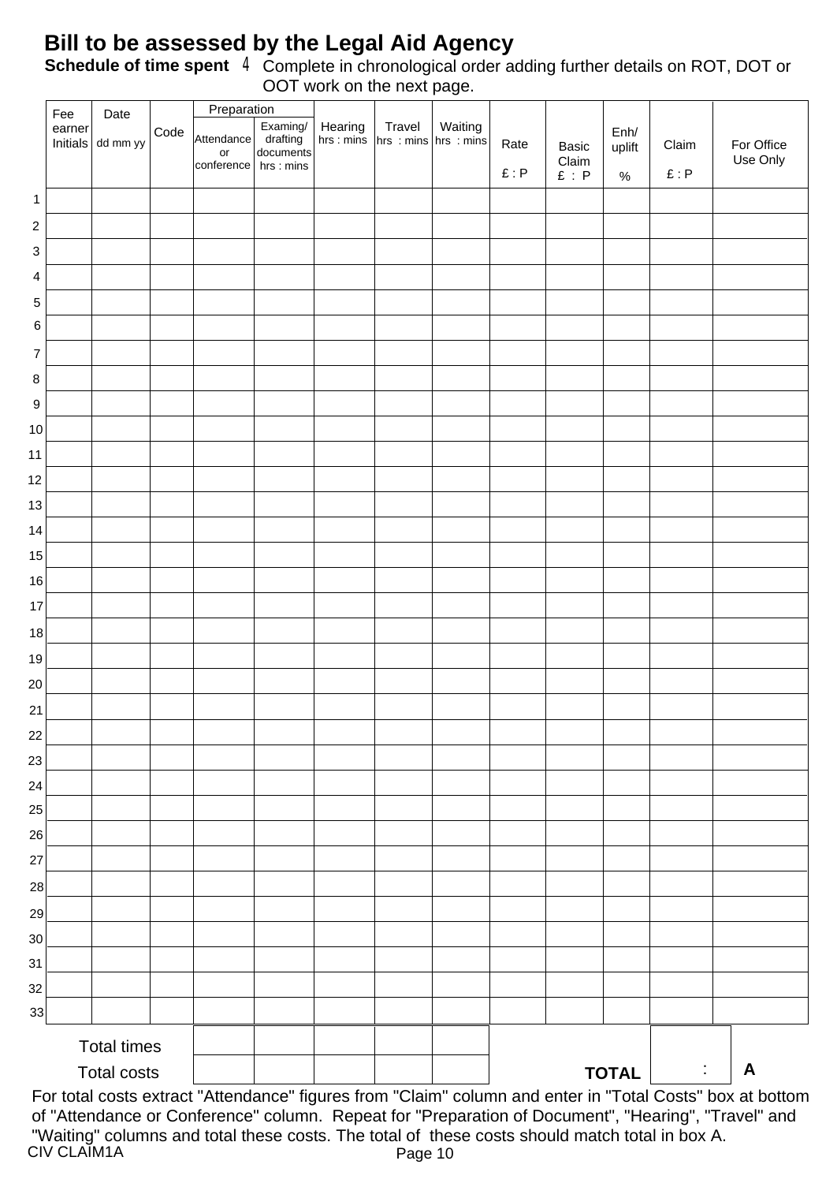# Bill to be assessed by the Legal Aid Agency

**Schedule of time spent** 4 Complete in chronological order adding further details on ROT, DOT or OOT work on the next page.

| | Fee earner Initials | Date dd mm yy | Code | Preparation Attendance or conference | Examing/ drafting documents hrs : mins | Hearing hrs : mins | Travel hrs : mins | Waiting hrs : mins | Rate £ : P | Basic Claim £ : P | Enh/ uplift % | Claim £ : P | For Office Use Only |
|---|---|---|---|---|---|---|---|---|---|---|---|---|---|
| 1 | | | | | | | | | | | | | |
| 2 | | | | | | | | | | | | | |
| 3 | | | | | | | | | | | | | |
| 4 | | | | | | | | | | | | | |
| 5 | | | | | | | | | | | | | |
| 6 | | | | | | | | | | | | | |
| 7 | | | | | | | | | | | | | |
| 8 | | | | | | | | | | | | | |
| 9 | | | | | | | | | | | | | |
| 10 | | | | | | | | | | | | | |
| 11 | | | | | | | | | | | | | |
| 12 | | | | | | | | | | | | | |
| 13 | | | | | | | | | | | | | |
| 14 | | | | | | | | | | | | | |
| 15 | | | | | | | | | | | | | |
| 16 | | | | | | | | | | | | | |
| 17 | | | | | | | | | | | | | |
| 18 | | | | | | | | | | | | | |
| 19 | | | | | | | | | | | | | |
| 20 | | | | | | | | | | | | | |
| 21 | | | | | | | | | | | | | |
| 22 | | | | | | | | | | | | | |
| 23 | | | | | | | | | | | | | |
| 24 | | | | | | | | | | | | | |
| 25 | | | | | | | | | | | | | |
| 26 | | | | | | | | | | | | | |
| 27 | | | | | | | | | | | | | |
| 28 | | | | | | | | | | | | | |
| 29 | | | | | | | | | | | | | |
| 30 | | | | | | | | | | | | | |
| 31 | | | | | | | | | | | | | |
| 32 | | | | | | | | | | | | | |
| 33 | | | | | | | | | | | | | |
| | Total times | | | | | | | | | | | | |
| | Total costs | | | | | | | | | | TOTAL | : | A |

For total costs extract "Attendance" figures from "Claim" column and enter in "Total Costs" box at bottom of "Attendance or Conference" column. Repeat for "Preparation of Document", "Hearing", "Travel" and "Waiting" columns and total these costs. The total of these costs should match total in box A.

CIV CLAIM1A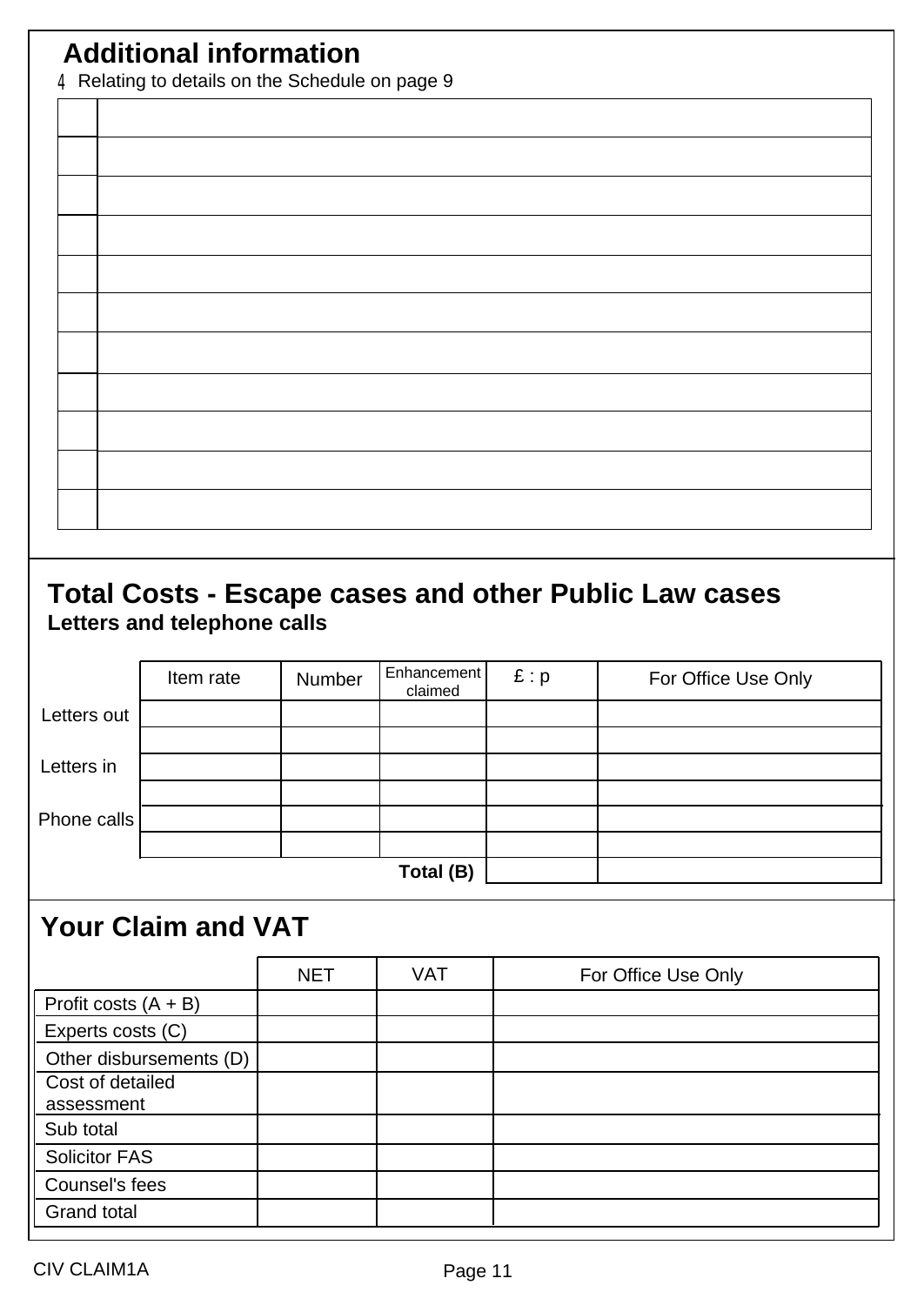## Additional information

4 Relating to details on the Schedule on page 9

| | |
|---|---|
| | |
| | |
| | |
| | |
| | |
| | |
| | |
| | |
| | |
| | |
| | |

## Total Costs - Escape cases and other Public Law cases

**Letters and telephone calls**

| | Item rate | Number | Enhancement claimed | £ : p | For Office Use Only |
|---|---|---|---|---|---|
| Letters out | | | | | |
| | | | | | |
| Letters in | | | | | |
| | | | | | |
| Phone calls | | | | | |
| | | | | | |
| | | | **Total (B)** | | |

## Your Claim and VAT

| | NET | VAT | For Office Use Only |
|---|---|---|---|
| Profit costs (A + B) | | | |
| Experts costs (C) | | | |
| Other disbursements (D) | | | |
| Cost of detailed assessment | | | |
| Sub total | | | |
| Solicitor FAS | | | |
| Counsel's fees | | | |
| Grand total | | | |

CIV CLAIM1A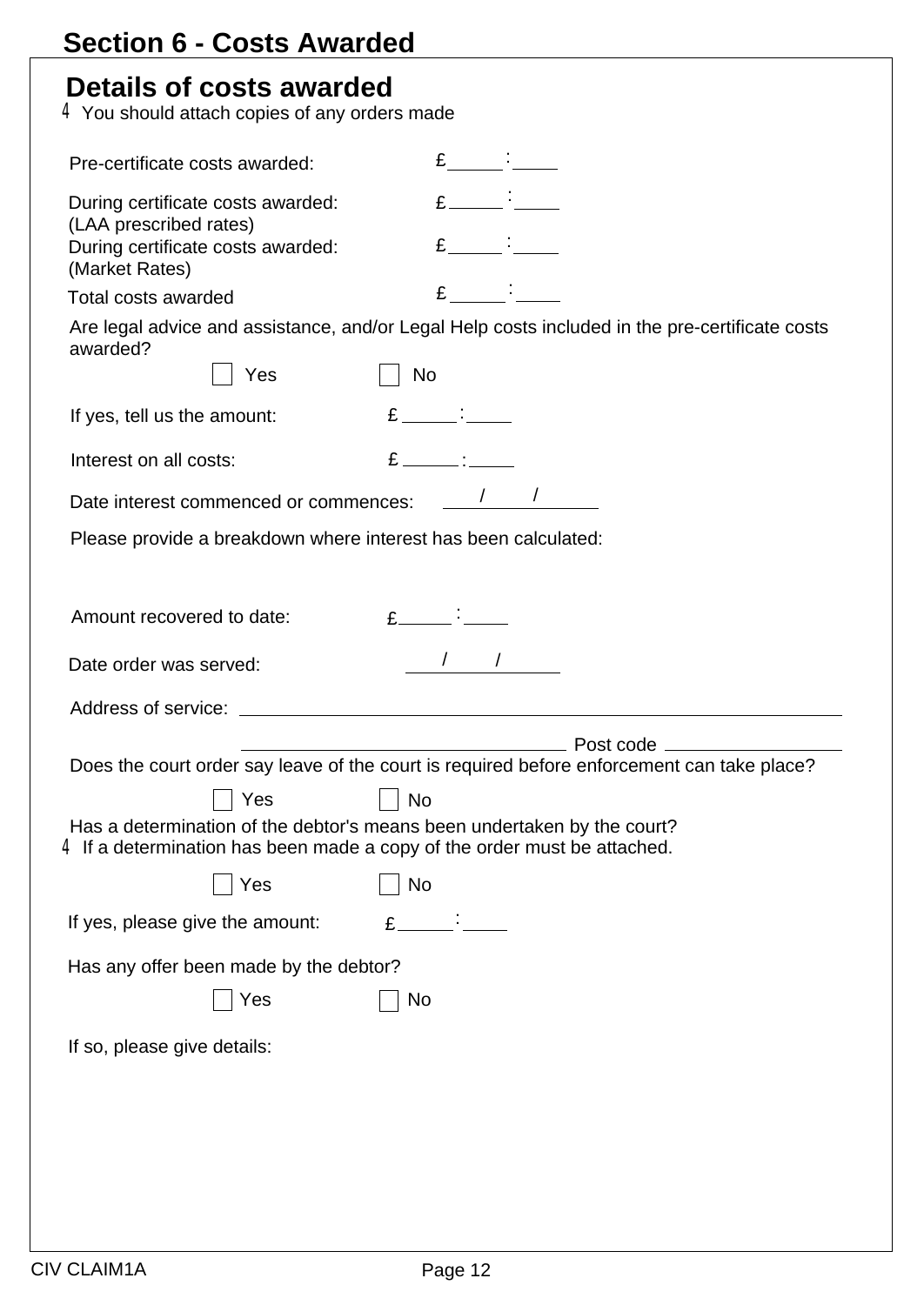# Section 6 - Costs Awarded

## Details of costs awarded

4 You should attach copies of any orders made

Pre-certificate costs awarded: £______:______

During certificate costs awarded: (LAA prescribed rates) £______:______

During certificate costs awarded: (Market Rates) £______:______

Total costs awarded £______:______

Are legal advice and assistance, and/or Legal Help costs included in the pre-certificate costs awarded?

☐ Yes ☐ No

If yes, tell us the amount: £______:______

Interest on all costs: £______:______

Date interest commenced or commences: ____/____/______

Please provide a breakdown where interest has been calculated:

Amount recovered to date: £______:______

Date order was served: ____/____/______

Address of service: ______________________________________________

______________________________ Post code ______________

Does the court order say leave of the court is required before enforcement can take place?

☐ Yes ☐ No

Has a determination of the debtor's means been undertaken by the court?

4 If a determination has been made a copy of the order must be attached.

☐ Yes ☐ No

If yes, please give the amount: £______:______

Has any offer been made by the debtor?

☐ Yes ☐ No

If so, please give details: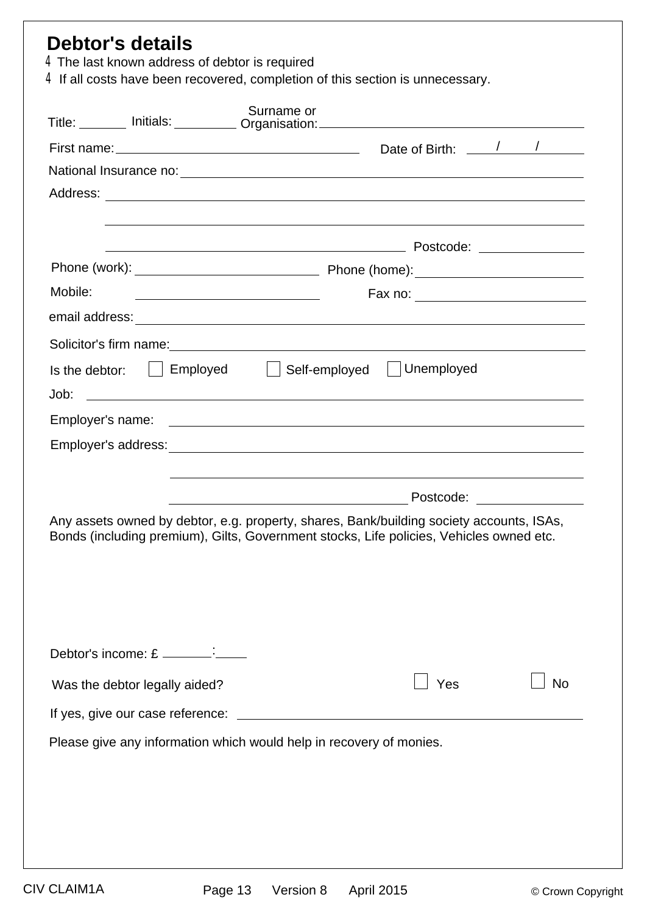# Debtor's details

- The last known address of debtor is required
- If all costs have been recovered, completion of this section is unnecessary.

Title: ______ Initials: ________ Surname or Organisation: ______________________________

First name: ______________________________ Date of Birth: ____/____/____

National Insurance no: ______________________________

Address: ______________________________

______________________________

______________________________ Postcode: ____________

Phone (work): ____________________ Phone (home): ____________________

Mobile: ____________________ Fax no: ____________________

email address: ______________________________

Solicitor's firm name: ______________________________

Is the debtor: ☐ Employed ☐ Self-employed ☐ Unemployed

Job: ______________________________

Employer's name: ______________________________

Employer's address: ______________________________

______________________________

______________________________ Postcode: ____________

Any assets owned by debtor, e.g. property, shares, Bank/building society accounts, ISAs, Bonds (including premium), Gilts, Government stocks, Life policies, Vehicles owned etc.

Debtor's income: £ ______:____

Was the debtor legally aided? ☐ Yes ☐ No

If yes, give our case reference: ______________________________

Please give any information which would help in recovery of monies.

CIV CLAIM1A Version 8 April 2015 © Crown Copyright